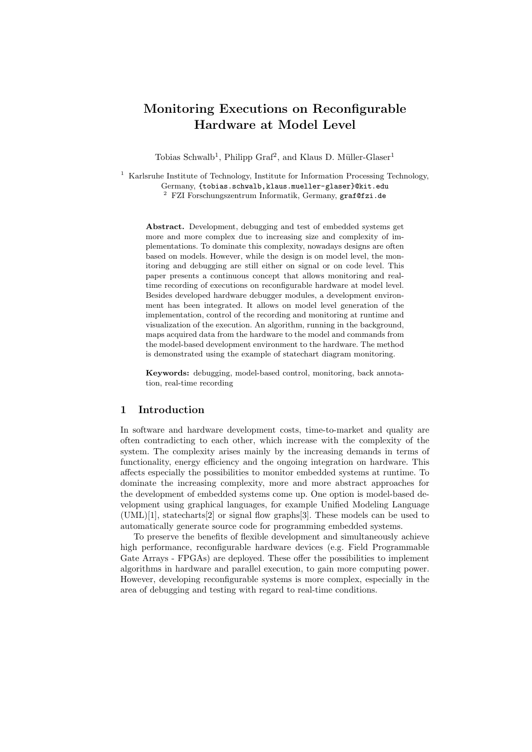# Monitoring Executions on Reconfigurable Hardware at Model Level

Tobias Schwalb[1], Philipp Graf[2], and Klaus D. Müller-Glaser[1]

[1] Karlsruhe Institute of Technology, Institute for Information Processing Technology, Germany, {tobias.schwalb,klaus.mueller-glaser}@kit.edu

[2] FZI Forschungszentrum Informatik, Germany, graf@fzi.de

**Abstract.** Development, debugging and test of embedded systems get more and more complex due to increasing size and complexity of implementations. To dominate this complexity, nowadays designs are often based on models. However, while the design is on model level, the monitoring and debugging are still either on signal or on code level. This paper presents a continuous concept that allows monitoring and real-time recording of executions on reconfigurable hardware at model level. Besides developed hardware debugger modules, a development environment has been integrated. It allows on model level generation of the implementation, control of the recording and monitoring at runtime and visualization of the execution. An algorithm, running in the background, maps acquired data from the hardware to the model and commands from the model-based development environment to the hardware. The method is demonstrated using the example of statechart diagram monitoring.

**Keywords:** debugging, model-based control, monitoring, back annotation, real-time recording

## 1 Introduction

In software and hardware development costs, time-to-market and quality are often contradicting to each other, which increase with the complexity of the system. The complexity arises mainly by the increasing demands in terms of functionality, energy efficiency and the ongoing integration on hardware. This affects especially the possibilities to monitor embedded systems at runtime. To dominate the increasing complexity, more and more abstract approaches for the development of embedded systems come up. One option is model-based development using graphical languages, for example Unified Modeling Language (UML)[1], statecharts[2] or signal flow graphs[3]. These models can be used to automatically generate source code for programming embedded systems.

To preserve the benefits of flexible development and simultaneously achieve high performance, reconfigurable hardware devices (e.g. Field Programmable Gate Arrays - FPGAs) are deployed. These offer the possibilities to implement algorithms in hardware and parallel execution, to gain more computing power. However, developing reconfigurable systems is more complex, especially in the area of debugging and testing with regard to real-time conditions.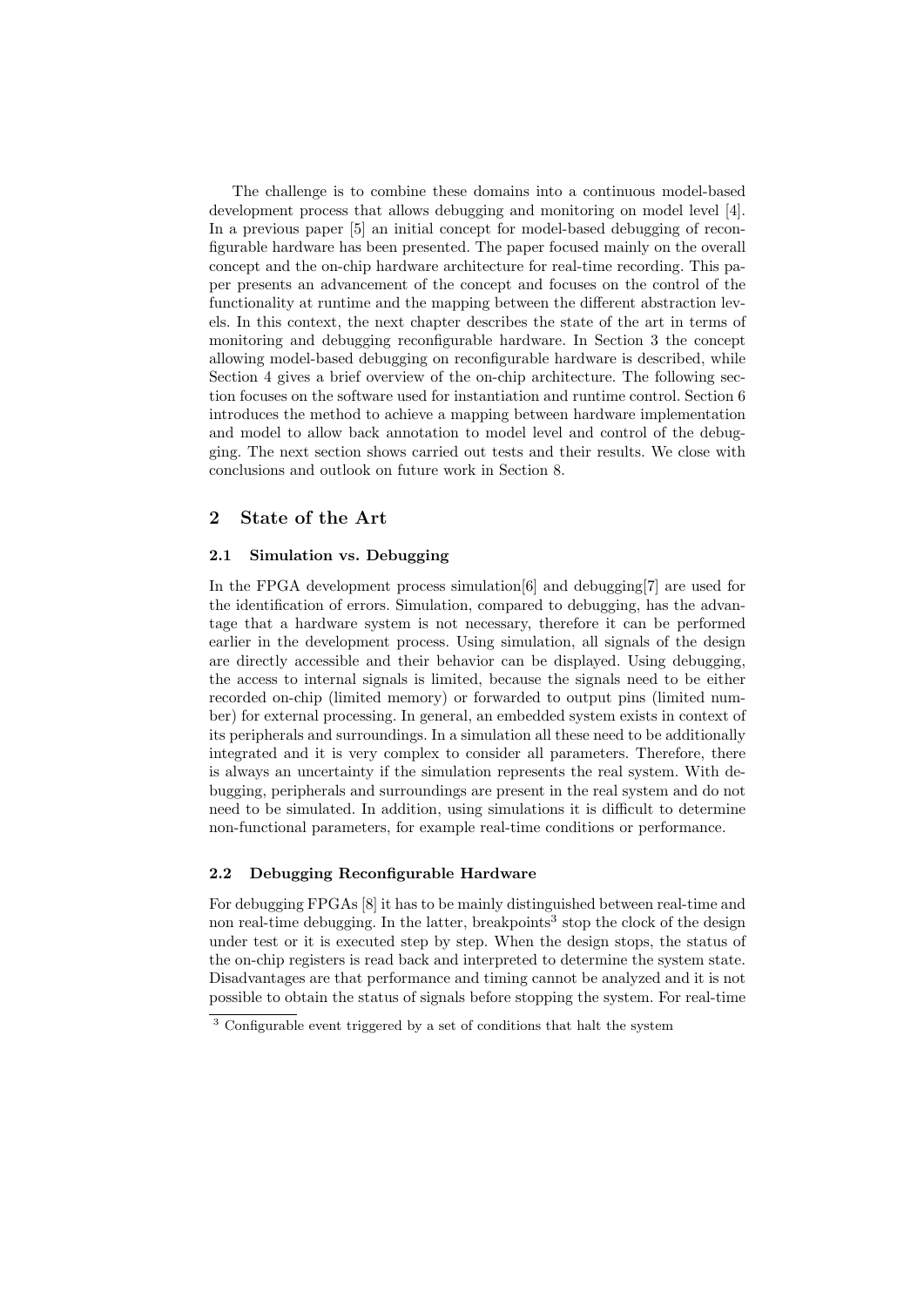The challenge is to combine these domains into a continuous model-based development process that allows debugging and monitoring on model level [4]. In a previous paper [5] an initial concept for model-based debugging of reconfigurable hardware has been presented. The paper focused mainly on the overall concept and the on-chip hardware architecture for real-time recording. This paper presents an advancement of the concept and focuses on the control of the functionality at runtime and the mapping between the different abstraction levels. In this context, the next chapter describes the state of the art in terms of monitoring and debugging reconfigurable hardware. In Section 3 the concept allowing model-based debugging on reconfigurable hardware is described, while Section 4 gives a brief overview of the on-chip architecture. The following section focuses on the software used for instantiation and runtime control. Section 6 introduces the method to achieve a mapping between hardware implementation and model to allow back annotation to model level and control of the debugging. The next section shows carried out tests and their results. We close with conclusions and outlook on future work in Section 8.

## 2 State of the Art

### 2.1 Simulation vs. Debugging

In the FPGA development process simulation[6] and debugging[7] are used for the identification of errors. Simulation, compared to debugging, has the advantage that a hardware system is not necessary, therefore it can be performed earlier in the development process. Using simulation, all signals of the design are directly accessible and their behavior can be displayed. Using debugging, the access to internal signals is limited, because the signals need to be either recorded on-chip (limited memory) or forwarded to output pins (limited number) for external processing. In general, an embedded system exists in context of its peripherals and surroundings. In a simulation all these need to be additionally integrated and it is very complex to consider all parameters. Therefore, there is always an uncertainty if the simulation represents the real system. With debugging, peripherals and surroundings are present in the real system and do not need to be simulated. In addition, using simulations it is difficult to determine non-functional parameters, for example real-time conditions or performance.

### 2.2 Debugging Reconfigurable Hardware

For debugging FPGAs [8] it has to be mainly distinguished between real-time and non real-time debugging. In the latter, breakpoints[3] stop the clock of the design under test or it is executed step by step. When the design stops, the status of the on-chip registers is read back and interpreted to determine the system state. Disadvantages are that performance and timing cannot be analyzed and it is not possible to obtain the status of signals before stopping the system. For real-time

[3] Configurable event triggered by a set of conditions that halt the system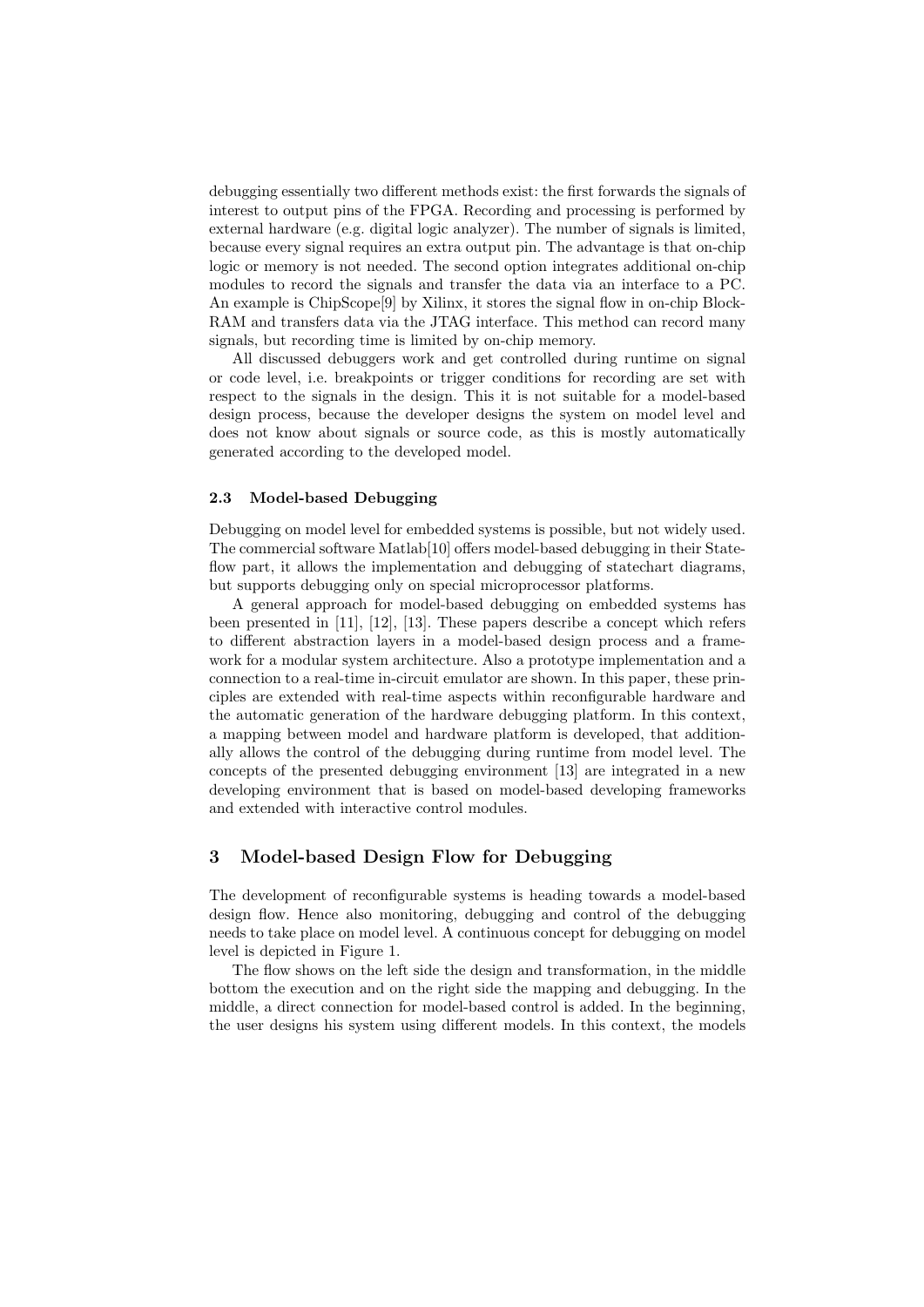debugging essentially two different methods exist: the first forwards the signals of interest to output pins of the FPGA. Recording and processing is performed by external hardware (e.g. digital logic analyzer). The number of signals is limited, because every signal requires an extra output pin. The advantage is that on-chip logic or memory is not needed. The second option integrates additional on-chip modules to record the signals and transfer the data via an interface to a PC. An example is ChipScope[9] by Xilinx, it stores the signal flow in on-chip Block-RAM and transfers data via the JTAG interface. This method can record many signals, but recording time is limited by on-chip memory.

All discussed debuggers work and get controlled during runtime on signal or code level, i.e. breakpoints or trigger conditions for recording are set with respect to the signals in the design. This it is not suitable for a model-based design process, because the developer designs the system on model level and does not know about signals or source code, as this is mostly automatically generated according to the developed model.

### 2.3 Model-based Debugging

Debugging on model level for embedded systems is possible, but not widely used. The commercial software Matlab[10] offers model-based debugging in their Stateflow part, it allows the implementation and debugging of statechart diagrams, but supports debugging only on special microprocessor platforms.

A general approach for model-based debugging on embedded systems has been presented in [11], [12], [13]. These papers describe a concept which refers to different abstraction layers in a model-based design process and a framework for a modular system architecture. Also a prototype implementation and a connection to a real-time in-circuit emulator are shown. In this paper, these principles are extended with real-time aspects within reconfigurable hardware and the automatic generation of the hardware debugging platform. In this context, a mapping between model and hardware platform is developed, that additionally allows the control of the debugging during runtime from model level. The concepts of the presented debugging environment [13] are integrated in a new developing environment that is based on model-based developing frameworks and extended with interactive control modules.

## 3 Model-based Design Flow for Debugging

The development of reconfigurable systems is heading towards a model-based design flow. Hence also monitoring, debugging and control of the debugging needs to take place on model level. A continuous concept for debugging on model level is depicted in Figure 1.

The flow shows on the left side the design and transformation, in the middle bottom the execution and on the right side the mapping and debugging. In the middle, a direct connection for model-based control is added. In the beginning, the user designs his system using different models. In this context, the models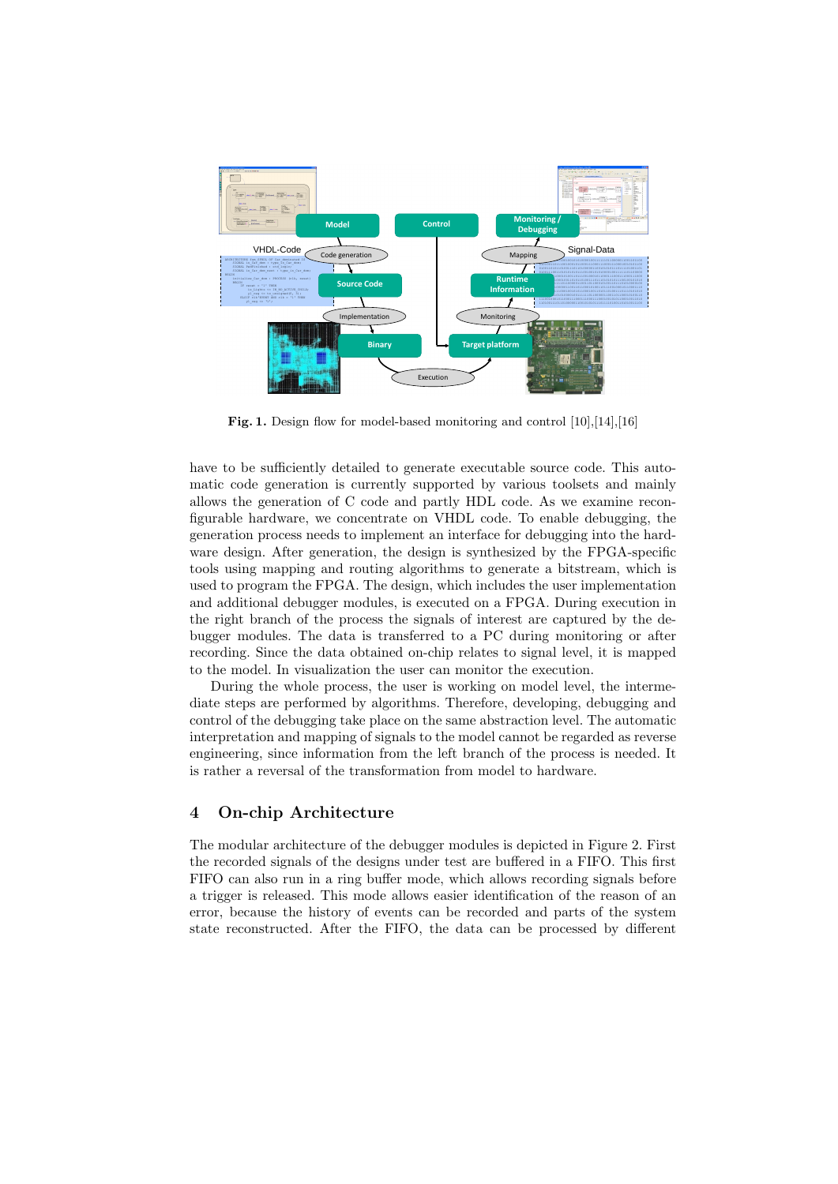**Fig. 1.** Design flow for model-based monitoring and control [10],[14],[16]

have to be sufficiently detailed to generate executable source code. This automatic code generation is currently supported by various toolsets and mainly allows the generation of C code and partly HDL code. As we examine reconfigurable hardware, we concentrate on VHDL code. To enable debugging, the generation process needs to implement an interface for debugging into the hardware design. After generation, the design is synthesized by the FPGA-specific tools using mapping and routing algorithms to generate a bitstream, which is used to program the FPGA. The design, which includes the user implementation and additional debugger modules, is executed on a FPGA. During execution in the right branch of the process the signals of interest are captured by the debugger modules. The data is transferred to a PC during monitoring or after recording. Since the data obtained on-chip relates to signal level, it is mapped to the model. In visualization the user can monitor the execution.

During the whole process, the user is working on model level, the intermediate steps are performed by algorithms. Therefore, developing, debugging and control of the debugging take place on the same abstraction level. The automatic interpretation and mapping of signals to the model cannot be regarded as reverse engineering, since information from the left branch of the process is needed. It is rather a reversal of the transformation from model to hardware.

## 4 On-chip Architecture

The modular architecture of the debugger modules is depicted in Figure 2. First the recorded signals of the designs under test are buffered in a FIFO. This first FIFO can also run in a ring buffer mode, which allows recording signals before a trigger is released. This mode allows easier identification of the reason of an error, because the history of events can be recorded and parts of the system state reconstructed. After the FIFO, the data can be processed by different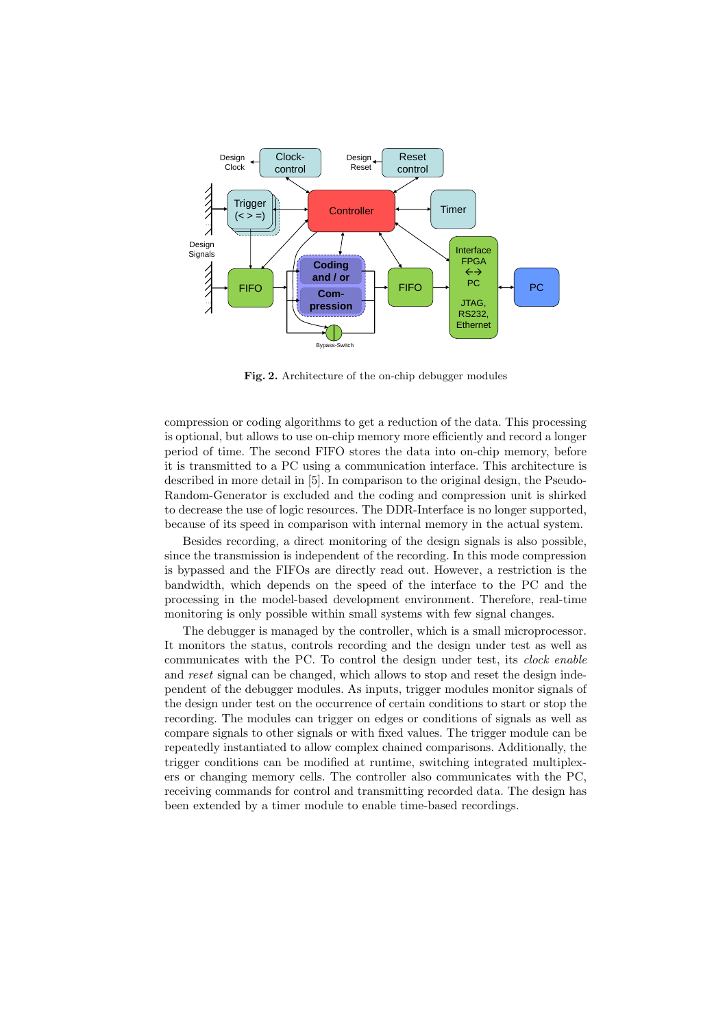Fig. 2. Architecture of the on-chip debugger modules

compression or coding algorithms to get a reduction of the data. This processing is optional, but allows to use on-chip memory more efficiently and record a longer period of time. The second FIFO stores the data into on-chip memory, before it is transmitted to a PC using a communication interface. This architecture is described in more detail in [5]. In comparison to the original design, the Pseudo-Random-Generator is excluded and the coding and compression unit is shirked to decrease the use of logic resources. The DDR-Interface is no longer supported, because of its speed in comparison with internal memory in the actual system.

Besides recording, a direct monitoring of the design signals is also possible, since the transmission is independent of the recording. In this mode compression is bypassed and the FIFOs are directly read out. However, a restriction is the bandwidth, which depends on the speed of the interface to the PC and the processing in the model-based development environment. Therefore, real-time monitoring is only possible within small systems with few signal changes.

The debugger is managed by the controller, which is a small microprocessor. It monitors the status, controls recording and the design under test as well as communicates with the PC. To control the design under test, its *clock enable* and *reset* signal can be changed, which allows to stop and reset the design independent of the debugger modules. As inputs, trigger modules monitor signals of the design under test on the occurrence of certain conditions to start or stop the recording. The modules can trigger on edges or conditions of signals as well as compare signals to other signals or with fixed values. The trigger module can be repeatedly instantiated to allow complex chained comparisons. Additionally, the trigger conditions can be modified at runtime, switching integrated multiplexers or changing memory cells. The controller also communicates with the PC, receiving commands for control and transmitting recorded data. The design has been extended by a timer module to enable time-based recordings.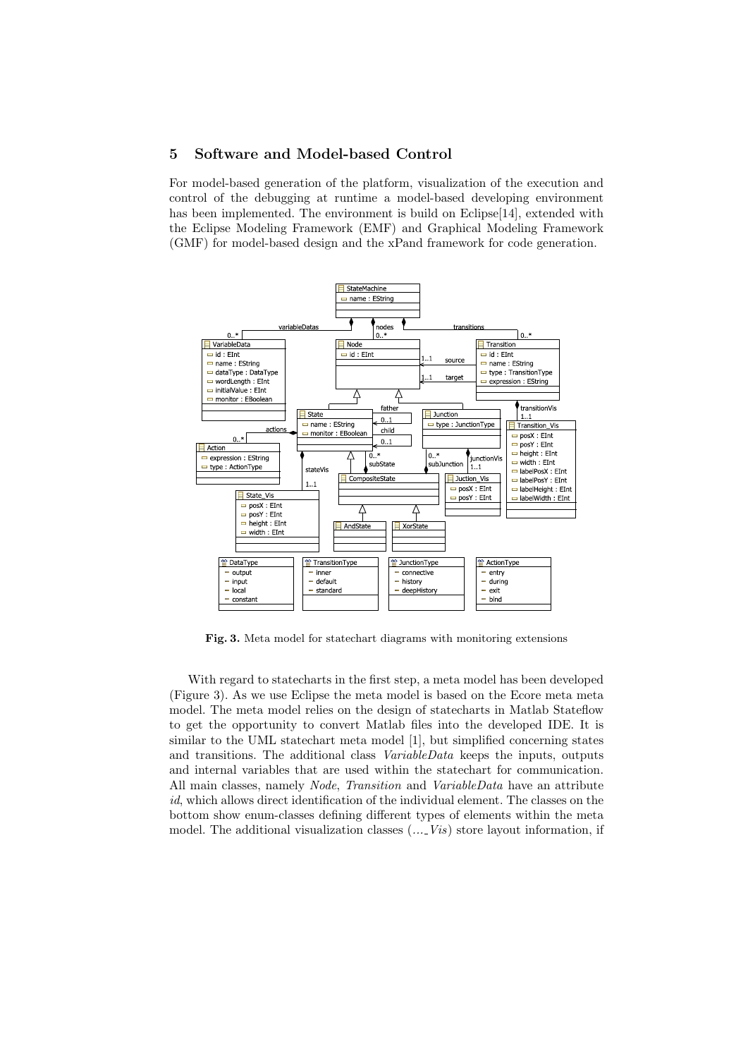## 5 Software and Model-based Control

For model-based generation of the platform, visualization of the execution and control of the debugging at runtime a model-based developing environment has been implemented. The environment is build on Eclipse[14], extended with the Eclipse Modeling Framework (EMF) and Graphical Modeling Framework (GMF) for model-based design and the xPand framework for code generation.

**Fig. 3.** Meta model for statechart diagrams with monitoring extensions

With regard to statecharts in the first step, a meta model has been developed (Figure 3). As we use Eclipse the meta model is based on the Ecore meta meta model. The meta model relies on the design of statecharts in Matlab Stateflow to get the opportunity to convert Matlab files into the developed IDE. It is similar to the UML statechart meta model [1], but simplified concerning states and transitions. The additional class *VariableData* keeps the inputs, outputs and internal variables that are used within the statechart for communication. All main classes, namely *Node*, *Transition* and *VariableData* have an attribute *id*, which allows direct identification of the individual element. The classes on the bottom show enum-classes defining different types of elements within the meta model. The additional visualization classes (*..._Vis*) store layout information, if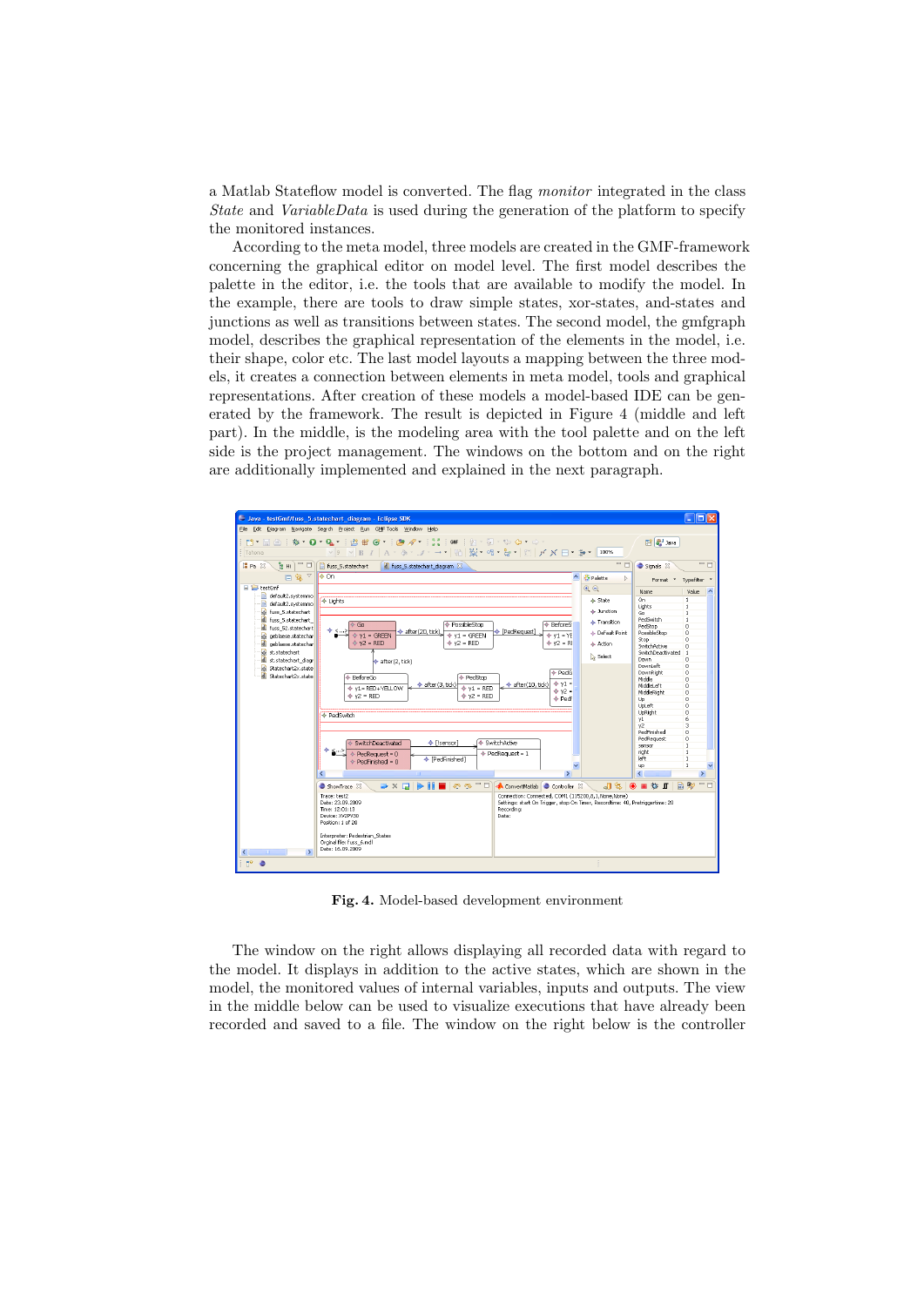a Matlab Stateflow model is converted. The flag *monitor* integrated in the class *State* and *VariableData* is used during the generation of the platform to specify the monitored instances.

According to the meta model, three models are created in the GMF-framework concerning the graphical editor on model level. The first model describes the palette in the editor, i.e. the tools that are available to modify the model. In the example, there are tools to draw simple states, xor-states, and-states and junctions as well as transitions between states. The second model, the gmfgraph model, describes the graphical representation of the elements in the model, i.e. their shape, color etc. The last model layouts a mapping between the three models, it creates a connection between elements in meta model, tools and graphical representations. After creation of these models a model-based IDE can be generated by the framework. The result is depicted in Figure 4 (middle and left part). In the middle, is the modeling area with the tool palette and on the left side is the project management. The windows on the bottom and on the right are additionally implemented and explained in the next paragraph.

**Fig. 4.** Model-based development environment

The window on the right allows displaying all recorded data with regard to the model. It displays in addition to the active states, which are shown in the model, the monitored values of internal variables, inputs and outputs. The view in the middle below can be used to visualize executions that have already been recorded and saved to a file. The window on the right below is the controller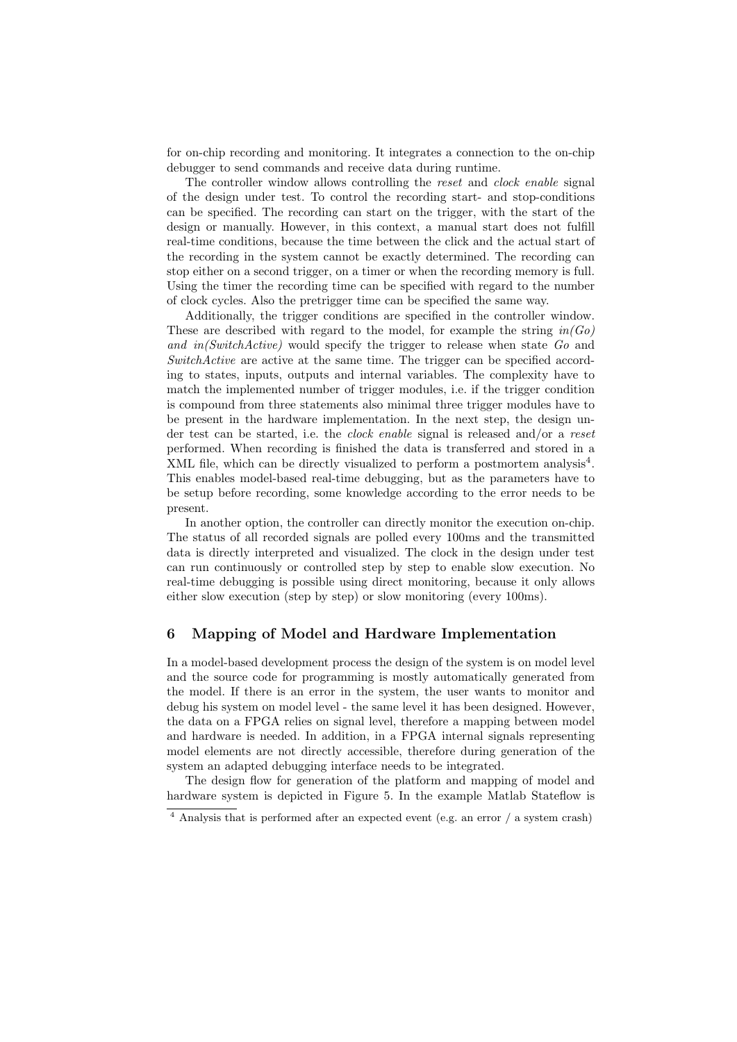for on-chip recording and monitoring. It integrates a connection to the on-chip debugger to send commands and receive data during runtime.

The controller window allows controlling the *reset* and *clock enable* signal of the design under test. To control the recording start- and stop-conditions can be specified. The recording can start on the trigger, with the start of the design or manually. However, in this context, a manual start does not fulfill real-time conditions, because the time between the click and the actual start of the recording in the system cannot be exactly determined. The recording can stop either on a second trigger, on a timer or when the recording memory is full. Using the timer the recording time can be specified with regard to the number of clock cycles. Also the pretrigger time can be specified the same way.

Additionally, the trigger conditions are specified in the controller window. These are described with regard to the model, for example the string *in(Go) and in(SwitchActive)* would specify the trigger to release when state *Go* and *SwitchActive* are active at the same time. The trigger can be specified according to states, inputs, outputs and internal variables. The complexity have to match the implemented number of trigger modules, i.e. if the trigger condition is compound from three statements also minimal three trigger modules have to be present in the hardware implementation. In the next step, the design under test can be started, i.e. the *clock enable* signal is released and/or a *reset* performed. When recording is finished the data is transferred and stored in a XML file, which can be directly visualized to perform a postmortem analysis[4]. This enables model-based real-time debugging, but as the parameters have to be setup before recording, some knowledge according to the error needs to be present.

In another option, the controller can directly monitor the execution on-chip. The status of all recorded signals are polled every 100ms and the transmitted data is directly interpreted and visualized. The clock in the design under test can run continuously or controlled step by step to enable slow execution. No real-time debugging is possible using direct monitoring, because it only allows either slow execution (step by step) or slow monitoring (every 100ms).

## 6 Mapping of Model and Hardware Implementation

In a model-based development process the design of the system is on model level and the source code for programming is mostly automatically generated from the model. If there is an error in the system, the user wants to monitor and debug his system on model level - the same level it has been designed. However, the data on a FPGA relies on signal level, therefore a mapping between model and hardware is needed. In addition, in a FPGA internal signals representing model elements are not directly accessible, therefore during generation of the system an adapted debugging interface needs to be integrated.

The design flow for generation of the platform and mapping of model and hardware system is depicted in Figure 5. In the example Matlab Stateflow is

[4] Analysis that is performed after an expected event (e.g. an error / a system crash)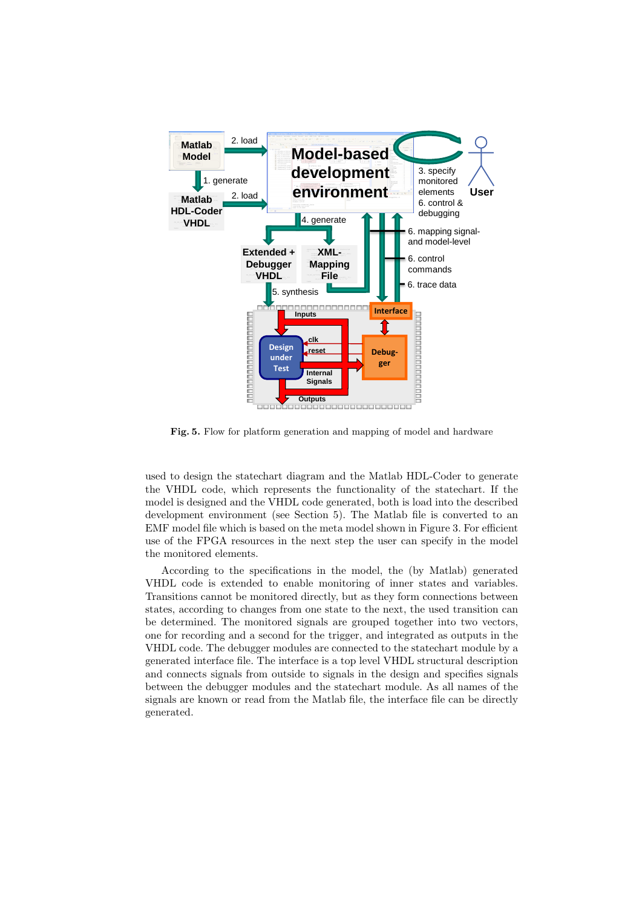**Fig. 5.** Flow for platform generation and mapping of model and hardware

used to design the statechart diagram and the Matlab HDL-Coder to generate the VHDL code, which represents the functionality of the statechart. If the model is designed and the VHDL code generated, both is load into the described development environment (see Section 5). The Matlab file is converted to an EMF model file which is based on the meta model shown in Figure 3. For efficient use of the FPGA resources in the next step the user can specify in the model the monitored elements.

According to the specifications in the model, the (by Matlab) generated VHDL code is extended to enable monitoring of inner states and variables. Transitions cannot be monitored directly, but as they form connections between states, according to changes from one state to the next, the used transition can be determined. The monitored signals are grouped together into two vectors, one for recording and a second for the trigger, and integrated as outputs in the VHDL code. The debugger modules are connected to the statechart module by a generated interface file. The interface is a top level VHDL structural description and connects signals from outside to signals in the design and specifies signals between the debugger modules and the statechart module. As all names of the signals are known or read from the Matlab file, the interface file can be directly generated.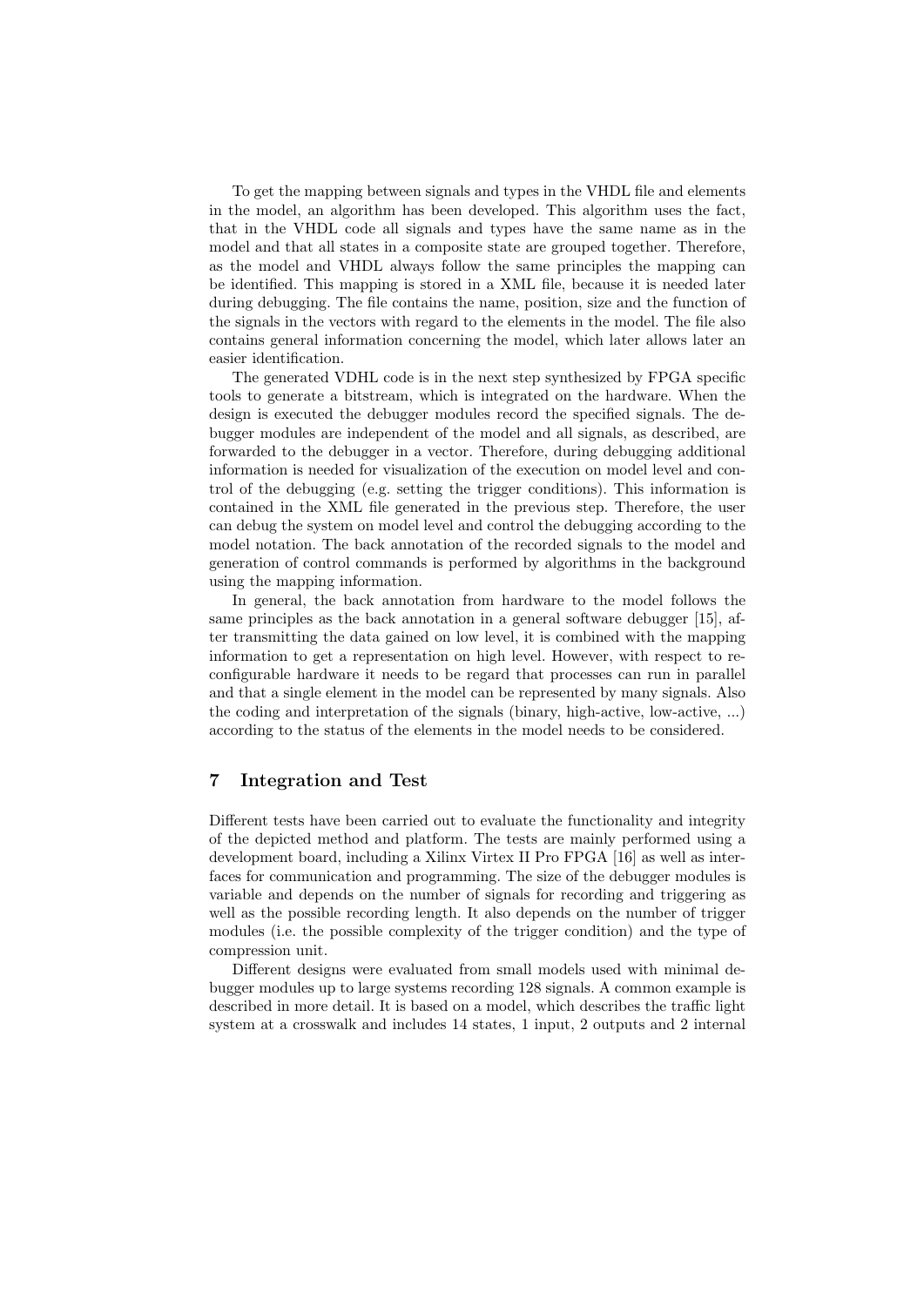To get the mapping between signals and types in the VHDL file and elements in the model, an algorithm has been developed. This algorithm uses the fact, that in the VHDL code all signals and types have the same name as in the model and that all states in a composite state are grouped together. Therefore, as the model and VHDL always follow the same principles the mapping can be identified. This mapping is stored in a XML file, because it is needed later during debugging. The file contains the name, position, size and the function of the signals in the vectors with regard to the elements in the model. The file also contains general information concerning the model, which later allows later an easier identification.

The generated VDHL code is in the next step synthesized by FPGA specific tools to generate a bitstream, which is integrated on the hardware. When the design is executed the debugger modules record the specified signals. The debugger modules are independent of the model and all signals, as described, are forwarded to the debugger in a vector. Therefore, during debugging additional information is needed for visualization of the execution on model level and control of the debugging (e.g. setting the trigger conditions). This information is contained in the XML file generated in the previous step. Therefore, the user can debug the system on model level and control the debugging according to the model notation. The back annotation of the recorded signals to the model and generation of control commands is performed by algorithms in the background using the mapping information.

In general, the back annotation from hardware to the model follows the same principles as the back annotation in a general software debugger [15], after transmitting the data gained on low level, it is combined with the mapping information to get a representation on high level. However, with respect to reconfigurable hardware it needs to be regard that processes can run in parallel and that a single element in the model can be represented by many signals. Also the coding and interpretation of the signals (binary, high-active, low-active, ...) according to the status of the elements in the model needs to be considered.

## 7 Integration and Test

Different tests have been carried out to evaluate the functionality and integrity of the depicted method and platform. The tests are mainly performed using a development board, including a Xilinx Virtex II Pro FPGA [16] as well as interfaces for communication and programming. The size of the debugger modules is variable and depends on the number of signals for recording and triggering as well as the possible recording length. It also depends on the number of trigger modules (i.e. the possible complexity of the trigger condition) and the type of compression unit.

Different designs were evaluated from small models used with minimal debugger modules up to large systems recording 128 signals. A common example is described in more detail. It is based on a model, which describes the traffic light system at a crosswalk and includes 14 states, 1 input, 2 outputs and 2 internal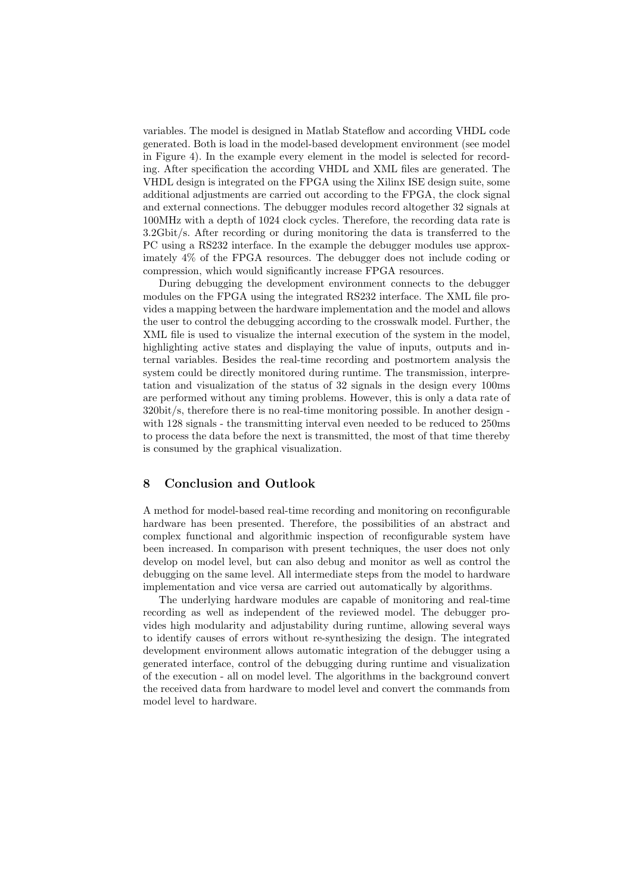variables. The model is designed in Matlab Stateflow and according VHDL code generated. Both is load in the model-based development environment (see model in Figure 4). In the example every element in the model is selected for recording. After specification the according VHDL and XML files are generated. The VHDL design is integrated on the FPGA using the Xilinx ISE design suite, some additional adjustments are carried out according to the FPGA, the clock signal and external connections. The debugger modules record altogether 32 signals at 100MHz with a depth of 1024 clock cycles. Therefore, the recording data rate is 3.2Gbit/s. After recording or during monitoring the data is transferred to the PC using a RS232 interface. In the example the debugger modules use approximately 4% of the FPGA resources. The debugger does not include coding or compression, which would significantly increase FPGA resources.

During debugging the development environment connects to the debugger modules on the FPGA using the integrated RS232 interface. The XML file provides a mapping between the hardware implementation and the model and allows the user to control the debugging according to the crosswalk model. Further, the XML file is used to visualize the internal execution of the system in the model, highlighting active states and displaying the value of inputs, outputs and internal variables. Besides the real-time recording and postmortem analysis the system could be directly monitored during runtime. The transmission, interpretation and visualization of the status of 32 signals in the design every 100ms are performed without any timing problems. However, this is only a data rate of 320bit/s, therefore there is no real-time monitoring possible. In another design - with 128 signals - the transmitting interval even needed to be reduced to 250ms to process the data before the next is transmitted, the most of that time thereby is consumed by the graphical visualization.

## 8 Conclusion and Outlook

A method for model-based real-time recording and monitoring on reconfigurable hardware has been presented. Therefore, the possibilities of an abstract and complex functional and algorithmic inspection of reconfigurable system have been increased. In comparison with present techniques, the user does not only develop on model level, but can also debug and monitor as well as control the debugging on the same level. All intermediate steps from the model to hardware implementation and vice versa are carried out automatically by algorithms.

The underlying hardware modules are capable of monitoring and real-time recording as well as independent of the reviewed model. The debugger provides high modularity and adjustability during runtime, allowing several ways to identify causes of errors without re-synthesizing the design. The integrated development environment allows automatic integration of the debugger using a generated interface, control of the debugging during runtime and visualization of the execution - all on model level. The algorithms in the background convert the received data from hardware to model level and convert the commands from model level to hardware.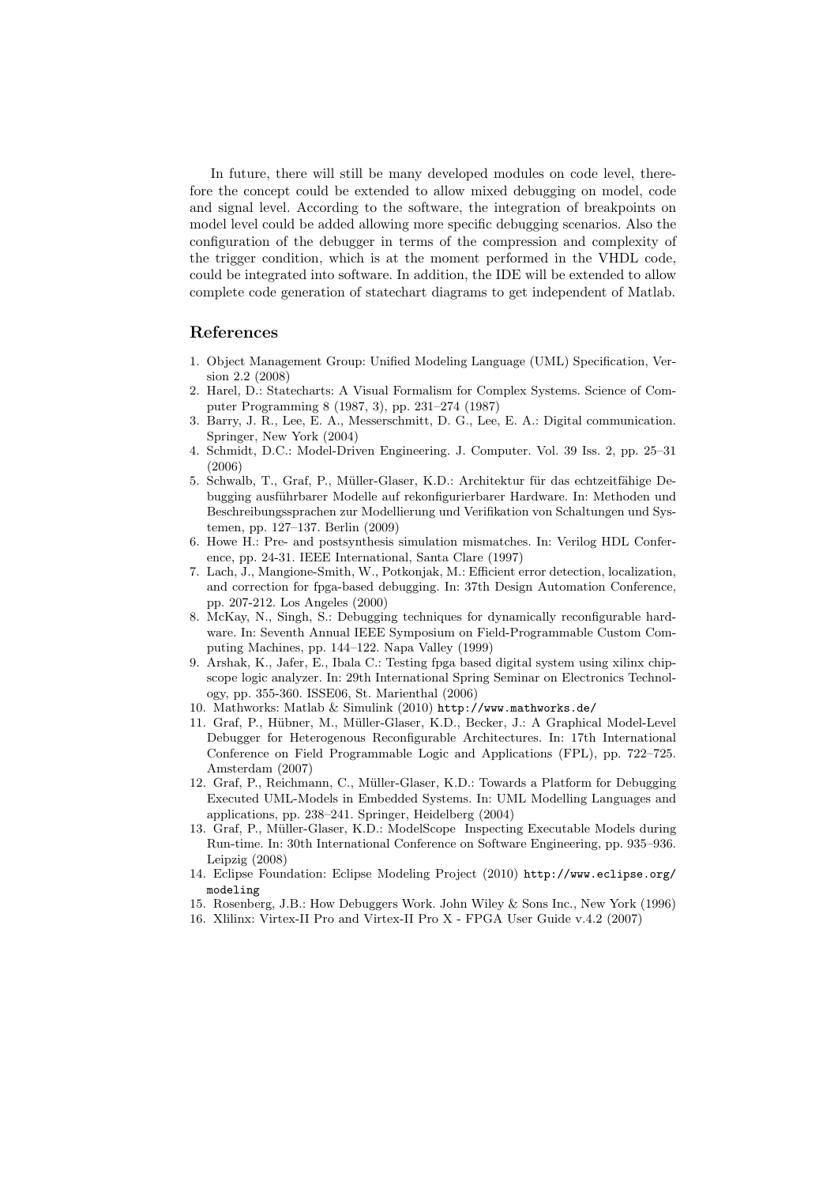In future, there will still be many developed modules on code level, therefore the concept could be extended to allow mixed debugging on model, code and signal level. According to the software, the integration of breakpoints on model level could be added allowing more specific debugging scenarios. Also the configuration of the debugger in terms of the compression and complexity of the trigger condition, which is at the moment performed in the VHDL code, could be integrated into software. In addition, the IDE will be extended to allow complete code generation of statechart diagrams to get independent of Matlab.

## References

1. Object Management Group: Unified Modeling Language (UML) Specification, Version 2.2 (2008)
2. Harel, D.: Statecharts: A Visual Formalism for Complex Systems. Science of Computer Programming 8 (1987, 3), pp. 231–274 (1987)
3. Barry, J. R., Lee, E. A., Messerschmitt, D. G., Lee, E. A.: Digital communication. Springer, New York (2004)
4. Schmidt, D.C.: Model-Driven Engineering. J. Computer. Vol. 39 Iss. 2, pp. 25–31 (2006)
5. Schwalb, T., Graf, P., Müller-Glaser, K.D.: Architektur für das echtzeitfähige Debugging ausführbarer Modelle auf rekonfigurierbarer Hardware. In: Methoden und Beschreibungssprachen zur Modellierung und Verifikation von Schaltungen und Systemen, pp. 127–137. Berlin (2009)
6. Howe H.: Pre- and postsynthesis simulation mismatches. In: Verilog HDL Conference, pp. 24-31. IEEE International, Santa Clare (1997)
7. Lach, J., Mangione-Smith, W., Potkonjak, M.: Efficient error detection, localization, and correction for fpga-based debugging. In: 37th Design Automation Conference, pp. 207-212. Los Angeles (2000)
8. McKay, N., Singh, S.: Debugging techniques for dynamically reconfigurable hardware. In: Seventh Annual IEEE Symposium on Field-Programmable Custom Computing Machines, pp. 144–122. Napa Valley (1999)
9. Arshak, K., Jafer, E., Ibala C.: Testing fpga based digital system using xilinx chipscope logic analyzer. In: 29th International Spring Seminar on Electronics Technology, pp. 355-360. ISSE06, St. Marienthal (2006)
10. Mathworks: Matlab & Simulink (2010) http://www.mathworks.de/
11. Graf, P., Hübner, M., Müller-Glaser, K.D., Becker, J.: A Graphical Model-Level Debugger for Heterogenous Reconfigurable Architectures. In: 17th International Conference on Field Programmable Logic and Applications (FPL), pp. 722–725. Amsterdam (2007)
12. Graf, P., Reichmann, C., Müller-Glaser, K.D.: Towards a Platform for Debugging Executed UML-Models in Embedded Systems. In: UML Modelling Languages and applications, pp. 238–241. Springer, Heidelberg (2004)
13. Graf, P., Müller-Glaser, K.D.: ModelScope Inspecting Executable Models during Run-time. In: 30th International Conference on Software Engineering, pp. 935–936. Leipzig (2008)
14. Eclipse Foundation: Eclipse Modeling Project (2010) http://www.eclipse.org/modeling
15. Rosenberg, J.B.: How Debuggers Work. John Wiley & Sons Inc., New York (1996)
16. Xlilinx: Virtex-II Pro and Virtex-II Pro X - FPGA User Guide v.4.2 (2007)